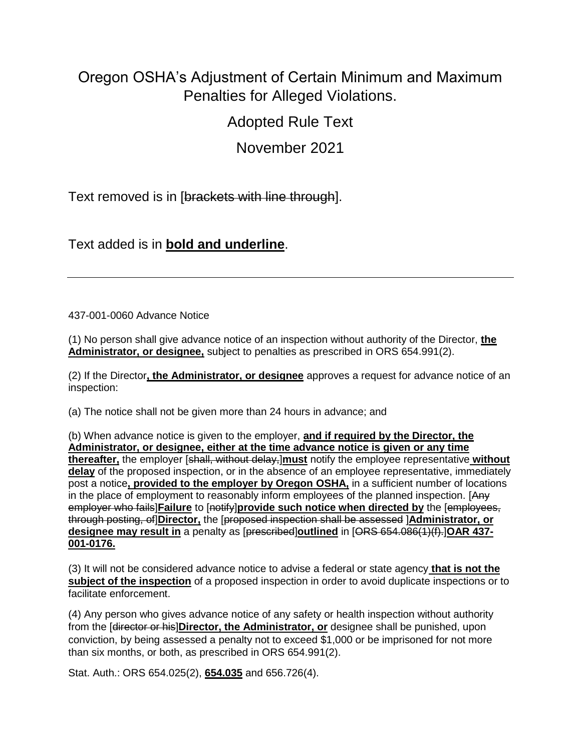# Oregon OSHA's Adjustment of Certain Minimum and Maximum Penalties for Alleged Violations.

## Adopted Rule Text

## November 2021

Text removed is in [~~brackets with line through~~].

Text added is in **<u>bold and underline</u>**.

---

437-001-0060 Advance Notice

(1) No person shall give advance notice of an inspection without authority of the Director, **<u>the Administrator, or designee,</u>** subject to penalties as prescribed in ORS 654.991(2).

(2) If the Director**<u>, the Administrator, or designee</u>** approves a request for advance notice of an inspection:

(a) The notice shall not be given more than 24 hours in advance; and

(b) When advance notice is given to the employer, **<u>and if required by the Director, the Administrator, or designee, either at the time advance notice is given or any time thereafter,</u>** the employer [~~shall, without delay,~~]**<u>must</u>** notify the employee representative **<u>without delay</u>** of the proposed inspection, or in the absence of an employee representative, immediately post a notice**<u>, provided to the employer by Oregon OSHA,</u>** in a sufficient number of locations in the place of employment to reasonably inform employees of the planned inspection. [~~Any employer who fails~~]**<u>Failure</u>** to [~~notify~~]**<u>provide such notice when directed by</u>** the [~~employees, through posting, of~~]**<u>Director,</u>** the [~~proposed inspection shall be assessed~~ ]**<u>Administrator, or designee may result in</u>** a penalty as [~~prescribed~~]**<u>outlined</u>** in [~~ORS 654.086(1)(f).~~]**<u>OAR 437-001-0176.</u>**

(3) It will not be considered advance notice to advise a federal or state agency **<u>that is not the subject of the inspection</u>** of a proposed inspection in order to avoid duplicate inspections or to facilitate enforcement.

(4) Any person who gives advance notice of any safety or health inspection without authority from the [~~director or his~~]**<u>Director, the Administrator, or</u>** designee shall be punished, upon conviction, by being assessed a penalty not to exceed $1,000 or be imprisoned for not more than six months, or both, as prescribed in ORS 654.991(2).

Stat. Auth.: ORS 654.025(2), **<u>654.035</u>** and 656.726(4).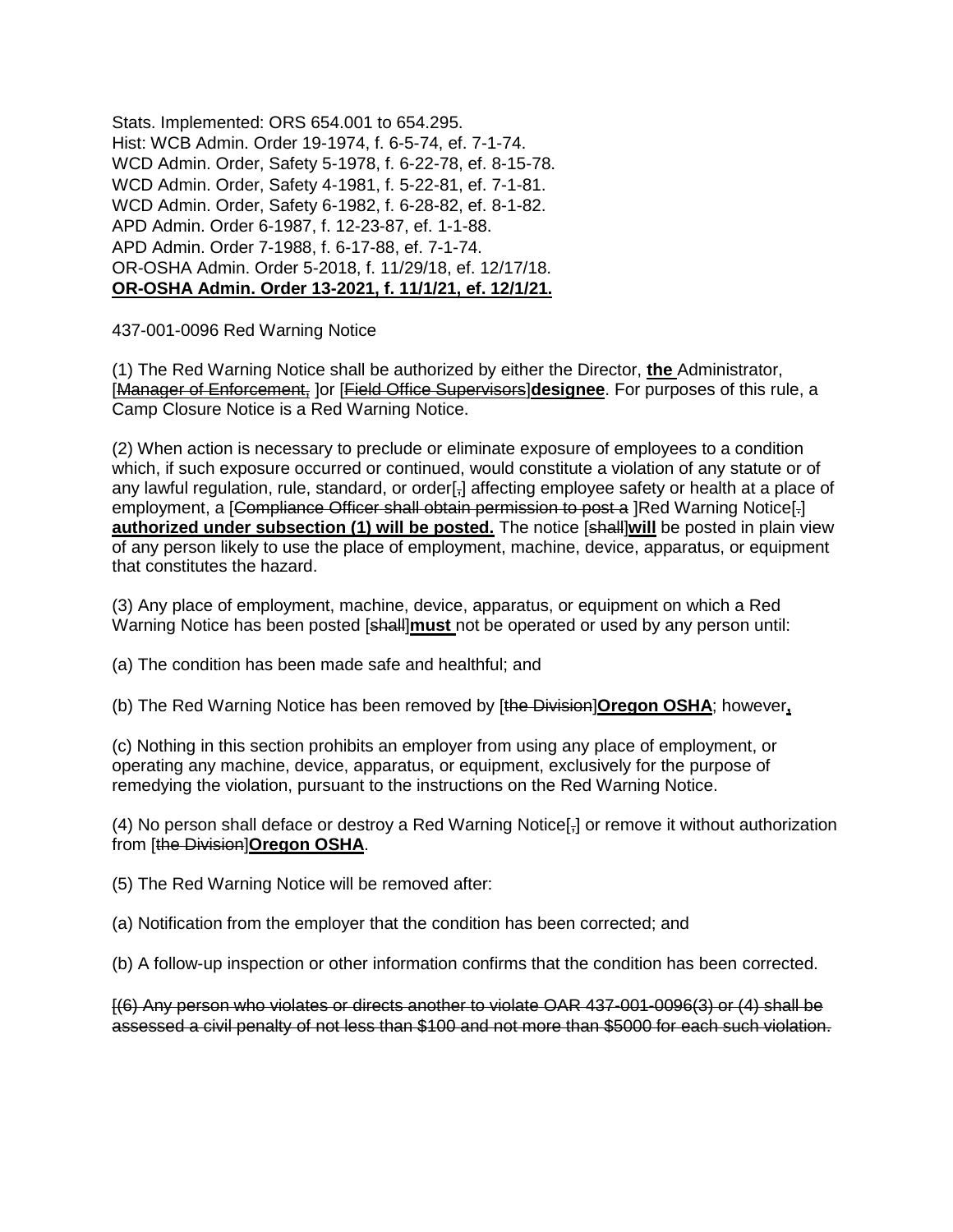Stats. Implemented: ORS 654.001 to 654.295.
Hist: WCB Admin. Order 19-1974, f. 6-5-74, ef. 7-1-74.
WCD Admin. Order, Safety 5-1978, f. 6-22-78, ef. 8-15-78.
WCD Admin. Order, Safety 4-1981, f. 5-22-81, ef. 7-1-81.
WCD Admin. Order, Safety 6-1982, f. 6-28-82, ef. 8-1-82.
APD Admin. Order 6-1987, f. 12-23-87, ef. 1-1-88.
APD Admin. Order 7-1988, f. 6-17-88, ef. 7-1-74.
OR-OSHA Admin. Order 5-2018, f. 11/29/18, ef. 12/17/18.
**OR-OSHA Admin. Order 13-2021, f. 11/1/21, ef. 12/1/21.**

437-001-0096 Red Warning Notice

(1) The Red Warning Notice shall be authorized by either the Director, **the** Administrator, [~~Manager of Enforcement,~~ ]or [~~Field Office Supervisors~~]**designee**. For purposes of this rule, a Camp Closure Notice is a Red Warning Notice.

(2) When action is necessary to preclude or eliminate exposure of employees to a condition which, if such exposure occurred or continued, would constitute a violation of any statute or of any lawful regulation, rule, standard, or order[~~,~~] affecting employee safety or health at a place of employment, a [~~Compliance Officer shall obtain permission to post a~~ ]Red Warning Notice[~~.~~] **authorized under subsection (1) will be posted.** The notice [~~shall~~]**will** be posted in plain view of any person likely to use the place of employment, machine, device, apparatus, or equipment that constitutes the hazard.

(3) Any place of employment, machine, device, apparatus, or equipment on which a Red Warning Notice has been posted [~~shall~~]**must** not be operated or used by any person until:

(a) The condition has been made safe and healthful; and

(b) The Red Warning Notice has been removed by [~~the Division~~]**Oregon OSHA**; however**,**

(c) Nothing in this section prohibits an employer from using any place of employment, or operating any machine, device, apparatus, or equipment, exclusively for the purpose of remedying the violation, pursuant to the instructions on the Red Warning Notice.

(4) No person shall deface or destroy a Red Warning Notice[~~,~~] or remove it without authorization from [~~the Division~~]**Oregon OSHA**.

(5) The Red Warning Notice will be removed after:

(a) Notification from the employer that the condition has been corrected; and

(b) A follow-up inspection or other information confirms that the condition has been corrected.

[~~(6) Any person who violates or directs another to violate OAR 437-001-0096(3) or (4) shall be assessed a civil penalty of not less than $100 and not more than $5000 for each such violation.~~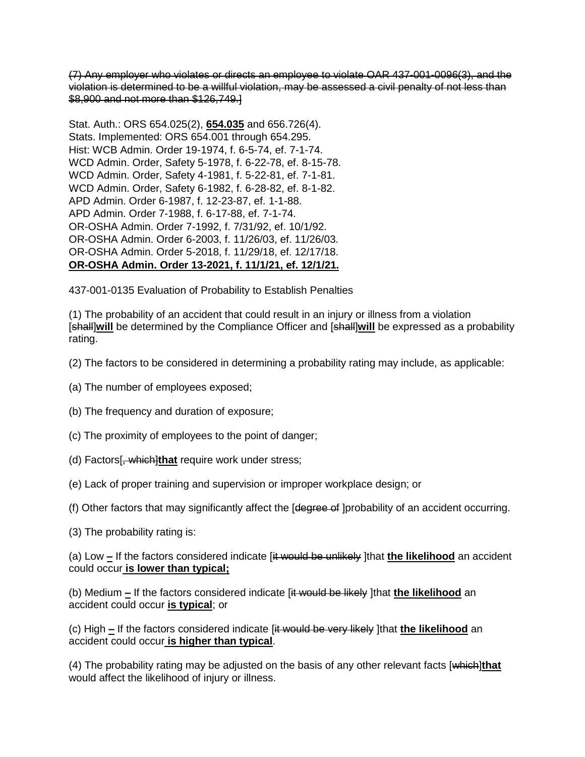~~(7) Any employer who violates or directs an employee to violate OAR 437-001-0096(3), and the violation is determined to be a willful violation, may be assessed a civil penalty of not less than $8,900 and not more than $126,749.~~]

Stat. Auth.: ORS 654.025(2), **<u>654.035</u>** and 656.726(4).
Stats. Implemented: ORS 654.001 through 654.295.
Hist: WCB Admin. Order 19-1974, f. 6-5-74, ef. 7-1-74.
WCD Admin. Order, Safety 5-1978, f. 6-22-78, ef. 8-15-78.
WCD Admin. Order, Safety 4-1981, f. 5-22-81, ef. 7-1-81.
WCD Admin. Order, Safety 6-1982, f. 6-28-82, ef. 8-1-82.
APD Admin. Order 6-1987, f. 12-23-87, ef. 1-1-88.
APD Admin. Order 7-1988, f. 6-17-88, ef. 7-1-74.
OR-OSHA Admin. Order 7-1992, f. 7/31/92, ef. 10/1/92.
OR-OSHA Admin. Order 6-2003, f. 11/26/03, ef. 11/26/03.
OR-OSHA Admin. Order 5-2018, f. 11/29/18, ef. 12/17/18.
**<u>OR-OSHA Admin. Order 13-2021, f. 11/1/21, ef. 12/1/21.</u>**

437-001-0135 Evaluation of Probability to Establish Penalties

(1) The probability of an accident that could result in an injury or illness from a violation [~~shall~~]**<u>will</u>** be determined by the Compliance Officer and [~~shall~~]**<u>will</u>** be expressed as a probability rating.

(2) The factors to be considered in determining a probability rating may include, as applicable:

(a) The number of employees exposed;

(b) The frequency and duration of exposure;

(c) The proximity of employees to the point of danger;

(d) Factors[~~, which~~]**<u>that</u>** require work under stress;

(e) Lack of proper training and supervision or improper workplace design; or

(f) Other factors that may significantly affect the [~~degree of~~ ]probability of an accident occurring.

(3) The probability rating is:

(a) Low **<u>–</u>** If the factors considered indicate [~~it would be unlikely~~ ]that **<u>the likelihood</u>** an accident could occur **<u>is lower than typical;</u>**

(b) Medium **<u>–</u>** If the factors considered indicate [~~it would be likely~~ ]that **<u>the likelihood</u>** an accident could occur **<u>is typical</u>**; or

(c) High **<u>–</u>** If the factors considered indicate [~~it would be very likely~~ ]that **<u>the likelihood</u>** an accident could occur **<u>is higher than typical</u>**.

(4) The probability rating may be adjusted on the basis of any other relevant facts [~~which~~]**<u>that</u>** would affect the likelihood of injury or illness.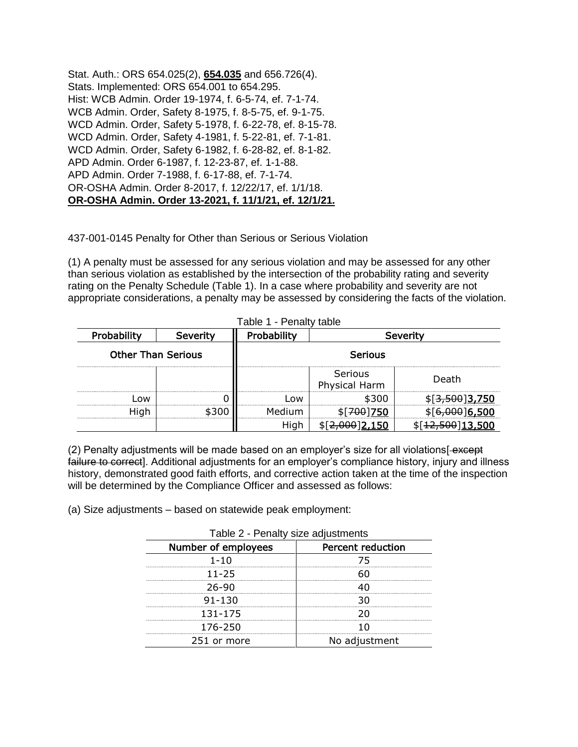Stat. Auth.: ORS 654.025(2), **654.035** and 656.726(4).
Stats. Implemented: ORS 654.001 to 654.295.
Hist: WCB Admin. Order 19-1974, f. 6-5-74, ef. 7-1-74.
WCB Admin. Order, Safety 8-1975, f. 8-5-75, ef. 9-1-75.
WCD Admin. Order, Safety 5-1978, f. 6-22-78, ef. 8-15-78.
WCD Admin. Order, Safety 4-1981, f. 5-22-81, ef. 7-1-81.
WCD Admin. Order, Safety 6-1982, f. 6-28-82, ef. 8-1-82.
APD Admin. Order 6-1987, f. 12-23-87, ef. 1-1-88.
APD Admin. Order 7-1988, f. 6-17-88, ef. 7-1-74.
OR-OSHA Admin. Order 8-2017, f. 12/22/17, ef. 1/1/18.
**OR-OSHA Admin. Order 13-2021, f. 11/1/21, ef. 12/1/21.**

437-001-0145 Penalty for Other than Serious or Serious Violation

(1) A penalty must be assessed for any serious violation and may be assessed for any other than serious violation as established by the intersection of the probability rating and severity rating on the Penalty Schedule (Table 1). In a case where probability and severity are not appropriate considerations, a penalty may be assessed by considering the facts of the violation.

Table 1 - Penalty table

| Probability | Severity | Probability | Severity | |
|---|---|---|---|---|
| Other Than Serious | | Serious | | |
| | | | Serious Physical Harm | Death |
| Low | 0 | Low | $300 | $[~~3,500~~]**3,750** |
| High | $300 | Medium | $[~~700~~]**750** | $[~~6,000~~]**6,500** |
| | | High | $[~~2,000~~]**2,150** | $[~~12,500~~]**13,500** |

(2) Penalty adjustments will be made based on an employer's size for all violations[~~ except failure to correct~~]. Additional adjustments for an employer's compliance history, injury and illness history, demonstrated good faith efforts, and corrective action taken at the time of the inspection will be determined by the Compliance Officer and assessed as follows:

(a) Size adjustments – based on statewide peak employment:

Table 2 - Penalty size adjustments

| Number of employees | Percent reduction |
|---|---|
| 1-10 | 75 |
| 11-25 | 60 |
| 26-90 | 40 |
| 91-130 | 30 |
| 131-175 | 20 |
| 176-250 | 10 |
| 251 or more | No adjustment |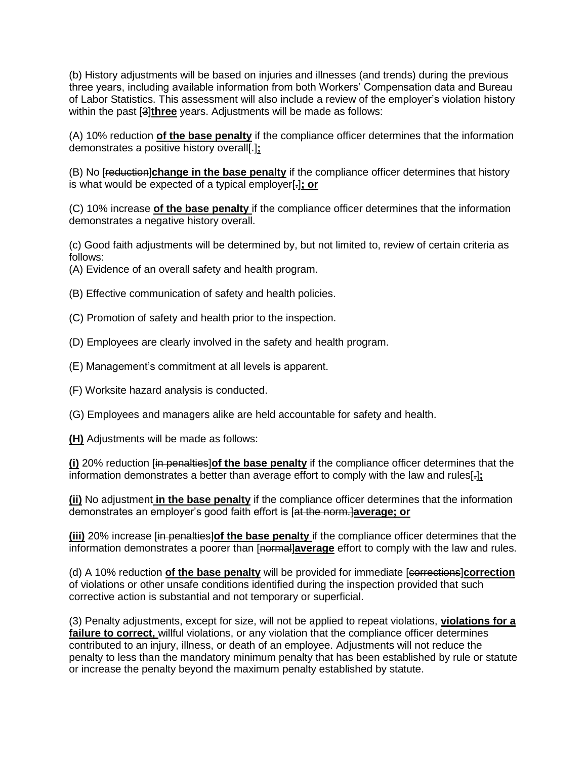(b) History adjustments will be based on injuries and illnesses (and trends) during the previous three years, including available information from both Workers' Compensation data and Bureau of Labor Statistics. This assessment will also include a review of the employer's violation history within the past [~~3~~]**three** years. Adjustments will be made as follows:

(A) 10% reduction **of the base penalty** if the compliance officer determines that the information demonstrates a positive history overall[~~.~~]**;**

(B) No [~~reduction~~]**change in the base penalty** if the compliance officer determines that history is what would be expected of a typical employer[~~.~~]**; or**

(C) 10% increase **of the base penalty** if the compliance officer determines that the information demonstrates a negative history overall.

(c) Good faith adjustments will be determined by, but not limited to, review of certain criteria as follows:

(A) Evidence of an overall safety and health program.

(B) Effective communication of safety and health policies.

(C) Promotion of safety and health prior to the inspection.

(D) Employees are clearly involved in the safety and health program.

(E) Management's commitment at all levels is apparent.

(F) Worksite hazard analysis is conducted.

(G) Employees and managers alike are held accountable for safety and health.

**(H)** Adjustments will be made as follows:

**(i)** 20% reduction [~~in penalties~~]**of the base penalty** if the compliance officer determines that the information demonstrates a better than average effort to comply with the law and rules[~~.~~]**;**

**(ii)** No adjustment **in the base penalty** if the compliance officer determines that the information demonstrates an employer's good faith effort is [~~at the norm.~~]**average; or**

**(iii)** 20% increase [~~in penalties~~]**of the base penalty** if the compliance officer determines that the information demonstrates a poorer than [~~normal~~]**average** effort to comply with the law and rules.

(d) A 10% reduction **of the base penalty** will be provided for immediate [~~corrections~~]**correction** of violations or other unsafe conditions identified during the inspection provided that such corrective action is substantial and not temporary or superficial.

(3) Penalty adjustments, except for size, will not be applied to repeat violations, **violations for a failure to correct,** willful violations, or any violation that the compliance officer determines contributed to an injury, illness, or death of an employee. Adjustments will not reduce the penalty to less than the mandatory minimum penalty that has been established by rule or statute or increase the penalty beyond the maximum penalty established by statute.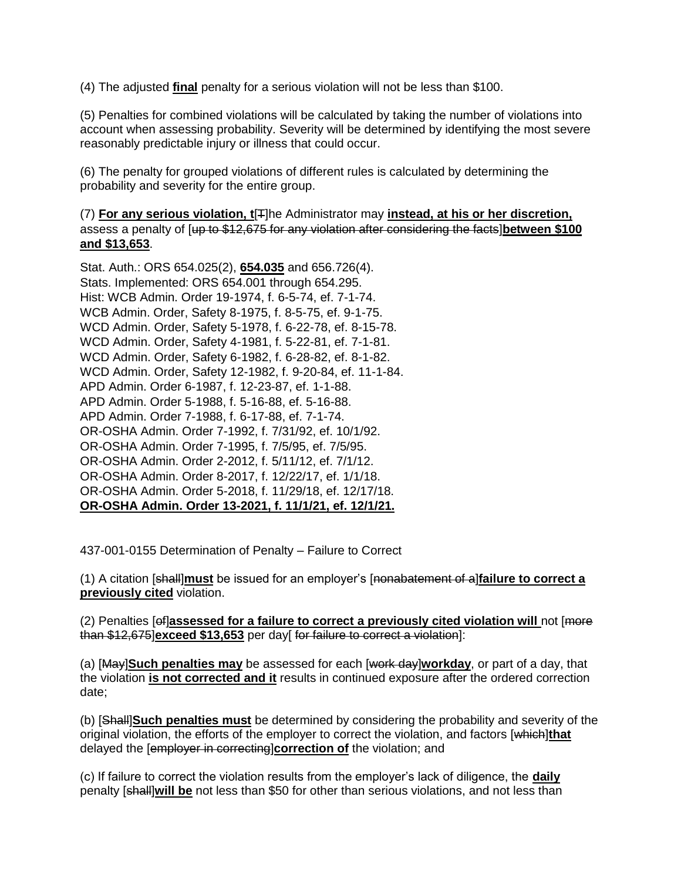(4) The adjusted **final** penalty for a serious violation will not be less than $100.

(5) Penalties for combined violations will be calculated by taking the number of violations into account when assessing probability. Severity will be determined by identifying the most severe reasonably predictable injury or illness that could occur.

(6) The penalty for grouped violations of different rules is calculated by determining the probability and severity for the entire group.

(7) **For any serious violation, t**[~~T~~]he Administrator may **instead, at his or her discretion,** assess a penalty of [~~up to $12,675 for any violation after considering the facts~~]**between $100 and $13,653**.

Stat. Auth.: ORS 654.025(2), **654.035** and 656.726(4).
Stats. Implemented: ORS 654.001 through 654.295.
Hist: WCB Admin. Order 19-1974, f. 6-5-74, ef. 7-1-74.
WCB Admin. Order, Safety 8-1975, f. 8-5-75, ef. 9-1-75.
WCD Admin. Order, Safety 5-1978, f. 6-22-78, ef. 8-15-78.
WCD Admin. Order, Safety 4-1981, f. 5-22-81, ef. 7-1-81.
WCD Admin. Order, Safety 6-1982, f. 6-28-82, ef. 8-1-82.
WCD Admin. Order, Safety 12-1982, f. 9-20-84, ef. 11-1-84.
APD Admin. Order 6-1987, f. 12-23-87, ef. 1-1-88.
APD Admin. Order 5-1988, f. 5-16-88, ef. 5-16-88.
APD Admin. Order 7-1988, f. 6-17-88, ef. 7-1-74.
OR-OSHA Admin. Order 7-1992, f. 7/31/92, ef. 10/1/92.
OR-OSHA Admin. Order 7-1995, f. 7/5/95, ef. 7/5/95.
OR-OSHA Admin. Order 2-2012, f. 5/11/12, ef. 7/1/12.
OR-OSHA Admin. Order 8-2017, f. 12/22/17, ef. 1/1/18.
OR-OSHA Admin. Order 5-2018, f. 11/29/18, ef. 12/17/18.
**OR-OSHA Admin. Order 13-2021, f. 11/1/21, ef. 12/1/21.**

437-001-0155 Determination of Penalty – Failure to Correct

(1) A citation [~~shall~~]**must** be issued for an employer's [~~nonabatement of a~~]**failure to correct a previously cited** violation.

(2) Penalties [~~of~~]**assessed for a failure to correct a previously cited violation will** not [~~more than $12,675~~]**exceed $13,653** per day[~~ for failure to correct a violation~~]:

(a) [~~May~~]**Such penalties may** be assessed for each [~~work day~~]**workday**, or part of a day, that the violation **is not corrected and it** results in continued exposure after the ordered correction date;

(b) [~~Shall~~]**Such penalties must** be determined by considering the probability and severity of the original violation, the efforts of the employer to correct the violation, and factors [~~which~~]**that** delayed the [~~employer in correcting~~]**correction of** the violation; and

(c) If failure to correct the violation results from the employer's lack of diligence, the **daily** penalty [~~shall~~]**will be** not less than $50 for other than serious violations, and not less than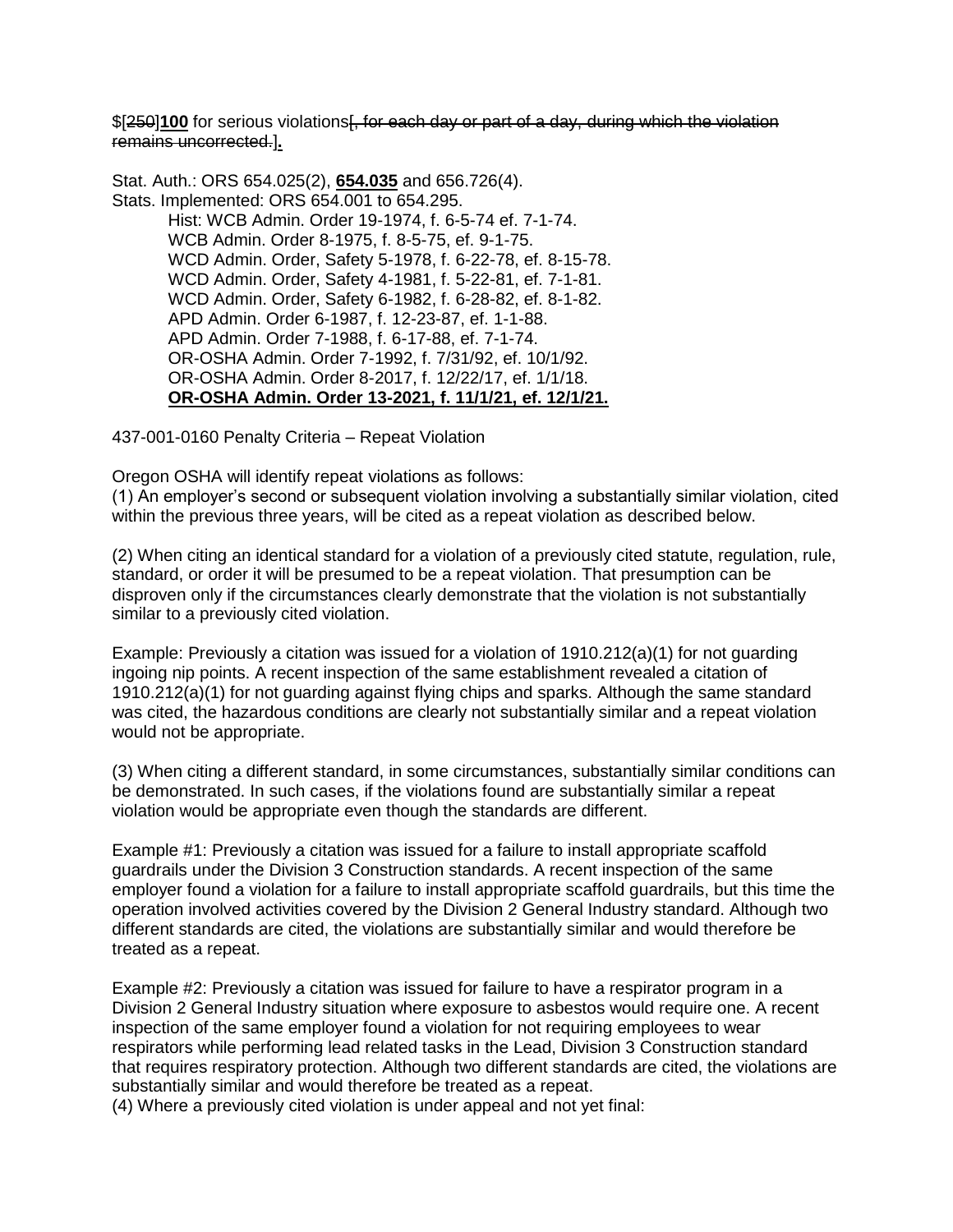$[~~250~~]**100** for serious violations[~~, for each day or part of a day, during which the violation remains uncorrected.~~]**.**

Stat. Auth.: ORS 654.025(2), **654.035** and 656.726(4).
Stats. Implemented: ORS 654.001 to 654.295.
Hist: WCB Admin. Order 19-1974, f. 6-5-74 ef. 7-1-74.
WCB Admin. Order 8-1975, f. 8-5-75, ef. 9-1-75.
WCD Admin. Order, Safety 5-1978, f. 6-22-78, ef. 8-15-78.
WCD Admin. Order, Safety 4-1981, f. 5-22-81, ef. 7-1-81.
WCD Admin. Order, Safety 6-1982, f. 6-28-82, ef. 8-1-82.
APD Admin. Order 6-1987, f. 12-23-87, ef. 1-1-88.
APD Admin. Order 7-1988, f. 6-17-88, ef. 7-1-74.
OR-OSHA Admin. Order 7-1992, f. 7/31/92, ef. 10/1/92.
OR-OSHA Admin. Order 8-2017, f. 12/22/17, ef. 1/1/18.
**OR-OSHA Admin. Order 13-2021, f. 11/1/21, ef. 12/1/21.**

437-001-0160 Penalty Criteria – Repeat Violation

Oregon OSHA will identify repeat violations as follows:
(1) An employer's second or subsequent violation involving a substantially similar violation, cited within the previous three years, will be cited as a repeat violation as described below.

(2) When citing an identical standard for a violation of a previously cited statute, regulation, rule, standard, or order it will be presumed to be a repeat violation. That presumption can be disproven only if the circumstances clearly demonstrate that the violation is not substantially similar to a previously cited violation.

Example: Previously a citation was issued for a violation of 1910.212(a)(1) for not guarding ingoing nip points. A recent inspection of the same establishment revealed a citation of 1910.212(a)(1) for not guarding against flying chips and sparks. Although the same standard was cited, the hazardous conditions are clearly not substantially similar and a repeat violation would not be appropriate.

(3) When citing a different standard, in some circumstances, substantially similar conditions can be demonstrated. In such cases, if the violations found are substantially similar a repeat violation would be appropriate even though the standards are different.

Example #1: Previously a citation was issued for a failure to install appropriate scaffold guardrails under the Division 3 Construction standards. A recent inspection of the same employer found a violation for a failure to install appropriate scaffold guardrails, but this time the operation involved activities covered by the Division 2 General Industry standard. Although two different standards are cited, the violations are substantially similar and would therefore be treated as a repeat.

Example #2: Previously a citation was issued for failure to have a respirator program in a Division 2 General Industry situation where exposure to asbestos would require one. A recent inspection of the same employer found a violation for not requiring employees to wear respirators while performing lead related tasks in the Lead, Division 3 Construction standard that requires respiratory protection. Although two different standards are cited, the violations are substantially similar and would therefore be treated as a repeat.
(4) Where a previously cited violation is under appeal and not yet final: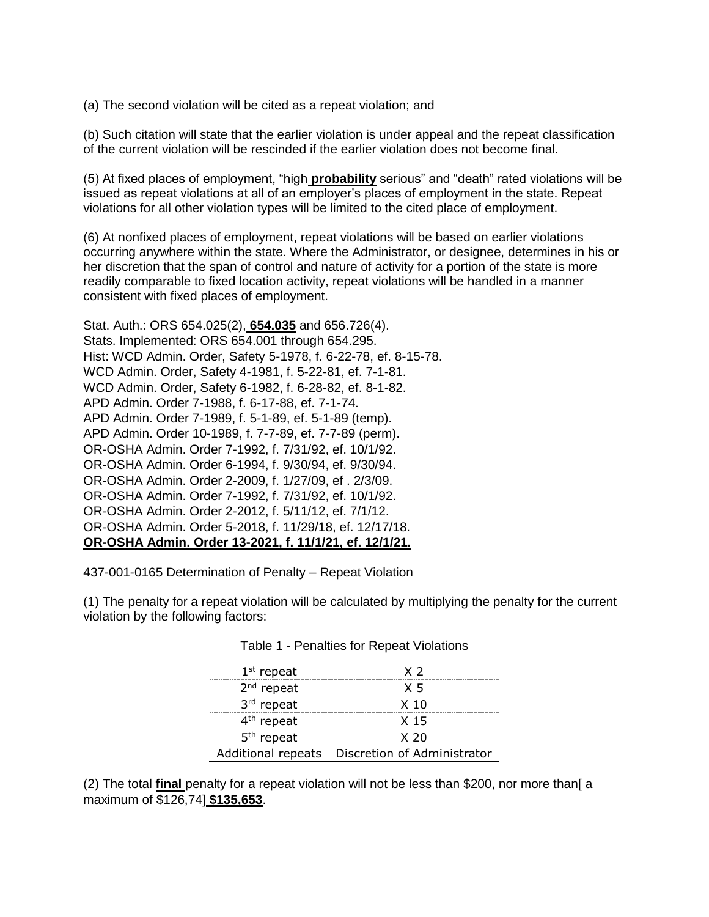(a) The second violation will be cited as a repeat violation; and

(b) Such citation will state that the earlier violation is under appeal and the repeat classification of the current violation will be rescinded if the earlier violation does not become final.

(5) At fixed places of employment, “high **probability** serious” and “death” rated violations will be issued as repeat violations at all of an employer’s places of employment in the state. Repeat violations for all other violation types will be limited to the cited place of employment.

(6) At nonfixed places of employment, repeat violations will be based on earlier violations occurring anywhere within the state. Where the Administrator, or designee, determines in his or her discretion that the span of control and nature of activity for a portion of the state is more readily comparable to fixed location activity, repeat violations will be handled in a manner consistent with fixed places of employment.

Stat. Auth.: ORS 654.025(2), **654.035** and 656.726(4).
Stats. Implemented: ORS 654.001 through 654.295.
Hist: WCD Admin. Order, Safety 5-1978, f. 6-22-78, ef. 8-15-78.
WCD Admin. Order, Safety 4-1981, f. 5-22-81, ef. 7-1-81.
WCD Admin. Order, Safety 6-1982, f. 6-28-82, ef. 8-1-82.
APD Admin. Order 7-1988, f. 6-17-88, ef. 7-1-74.
APD Admin. Order 7-1989, f. 5-1-89, ef. 5-1-89 (temp).
APD Admin. Order 10-1989, f. 7-7-89, ef. 7-7-89 (perm).
OR-OSHA Admin. Order 7-1992, f. 7/31/92, ef. 10/1/92.
OR-OSHA Admin. Order 6-1994, f. 9/30/94, ef. 9/30/94.
OR-OSHA Admin. Order 2-2009, f. 1/27/09, ef . 2/3/09.
OR-OSHA Admin. Order 7-1992, f. 7/31/92, ef. 10/1/92.
OR-OSHA Admin. Order 2-2012, f. 5/11/12, ef. 7/1/12.
OR-OSHA Admin. Order 5-2018, f. 11/29/18, ef. 12/17/18.
**OR-OSHA Admin. Order 13-2021, f. 11/1/21, ef. 12/1/21.**

437-001-0165 Determination of Penalty – Repeat Violation

(1) The penalty for a repeat violation will be calculated by multiplying the penalty for the current violation by the following factors:

Table 1 - Penalties for Repeat Violations

| | |
|---|---|
| 1st repeat | X 2 |
| 2nd repeat | X 5 |
| 3rd repeat | X 10 |
| 4th repeat | X 15 |
| 5th repeat | X 20 |
| Additional repeats | Discretion of Administrator |

(2) The total **final** penalty for a repeat violation will not be less than $200, nor more than~~[ a maximum of $126,74]~~ **$135,653**.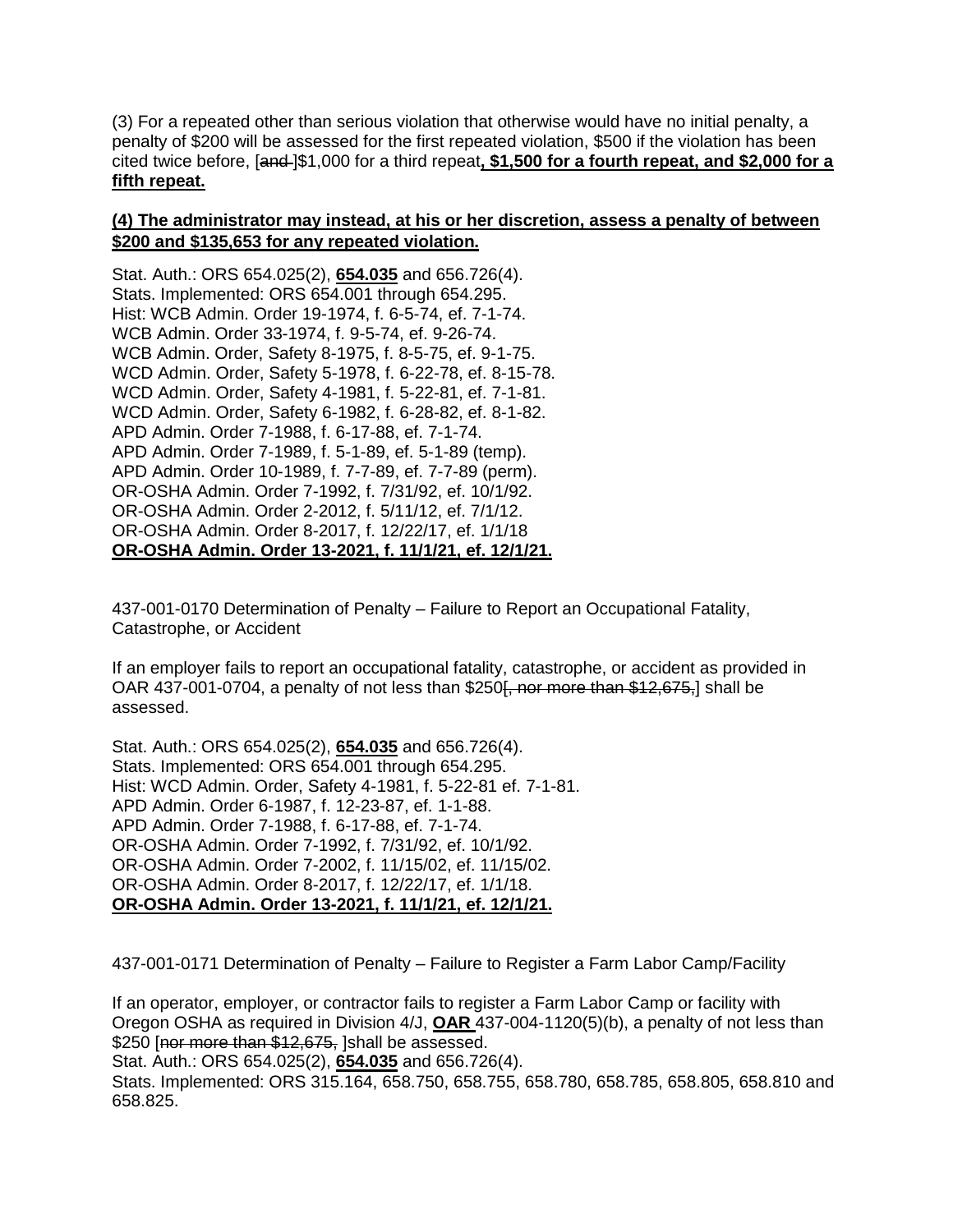(3) For a repeated other than serious violation that otherwise would have no initial penalty, a penalty of $200 will be assessed for the first repeated violation, $500 if the violation has been cited twice before, [~~and~~ ]$1,000 for a third repeat**, $1,500 for a fourth repeat, and $2,000 for a fifth repeat.**

**(4) The administrator may instead, at his or her discretion, assess a penalty of between $200 and $135,653 for any repeated violation.**

Stat. Auth.: ORS 654.025(2), **654.035** and 656.726(4).
Stats. Implemented: ORS 654.001 through 654.295.
Hist: WCB Admin. Order 19-1974, f. 6-5-74, ef. 7-1-74.
WCB Admin. Order 33-1974, f. 9-5-74, ef. 9-26-74.
WCB Admin. Order, Safety 8-1975, f. 8-5-75, ef. 9-1-75.
WCD Admin. Order, Safety 5-1978, f. 6-22-78, ef. 8-15-78.
WCD Admin. Order, Safety 4-1981, f. 5-22-81, ef. 7-1-81.
WCD Admin. Order, Safety 6-1982, f. 6-28-82, ef. 8-1-82.
APD Admin. Order 7-1988, f. 6-17-88, ef. 7-1-74.
APD Admin. Order 7-1989, f. 5-1-89, ef. 5-1-89 (temp).
APD Admin. Order 10-1989, f. 7-7-89, ef. 7-7-89 (perm).
OR-OSHA Admin. Order 7-1992, f. 7/31/92, ef. 10/1/92.
OR-OSHA Admin. Order 2-2012, f. 5/11/12, ef. 7/1/12.
OR-OSHA Admin. Order 8-2017, f. 12/22/17, ef. 1/1/18
**OR-OSHA Admin. Order 13-2021, f. 11/1/21, ef. 12/1/21.**

437-001-0170 Determination of Penalty – Failure to Report an Occupational Fatality, Catastrophe, or Accident

If an employer fails to report an occupational fatality, catastrophe, or accident as provided in OAR 437-001-0704, a penalty of not less than $250[~~, nor more than $12,675,~~] shall be assessed.

Stat. Auth.: ORS 654.025(2), **654.035** and 656.726(4).
Stats. Implemented: ORS 654.001 through 654.295.
Hist: WCD Admin. Order, Safety 4-1981, f. 5-22-81 ef. 7-1-81.
APD Admin. Order 6-1987, f. 12-23-87, ef. 1-1-88.
APD Admin. Order 7-1988, f. 6-17-88, ef. 7-1-74.
OR-OSHA Admin. Order 7-1992, f. 7/31/92, ef. 10/1/92.
OR-OSHA Admin. Order 7-2002, f. 11/15/02, ef. 11/15/02.
OR-OSHA Admin. Order 8-2017, f. 12/22/17, ef. 1/1/18.
**OR-OSHA Admin. Order 13-2021, f. 11/1/21, ef. 12/1/21.**

437-001-0171 Determination of Penalty – Failure to Register a Farm Labor Camp/Facility

If an operator, employer, or contractor fails to register a Farm Labor Camp or facility with Oregon OSHA as required in Division 4/J, **OAR** 437-004-1120(5)(b), a penalty of not less than $250 [~~nor more than $12,675,~~ ]shall be assessed.
Stat. Auth.: ORS 654.025(2), **654.035** and 656.726(4).
Stats. Implemented: ORS 315.164, 658.750, 658.755, 658.780, 658.785, 658.805, 658.810 and 658.825.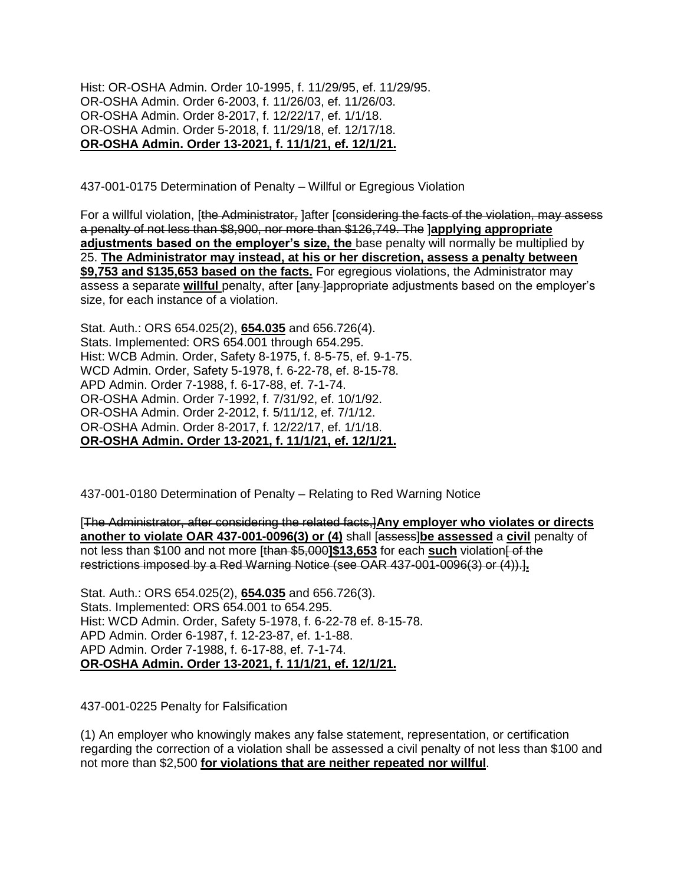Hist: OR-OSHA Admin. Order 10-1995, f. 11/29/95, ef. 11/29/95.
OR-OSHA Admin. Order 6-2003, f. 11/26/03, ef. 11/26/03.
OR-OSHA Admin. Order 8-2017, f. 12/22/17, ef. 1/1/18.
OR-OSHA Admin. Order 5-2018, f. 11/29/18, ef. 12/17/18.
**<u>OR-OSHA Admin. Order 13-2021, f. 11/1/21, ef. 12/1/21.</u>**

437-001-0175 Determination of Penalty – Willful or Egregious Violation

For a willful violation, [~~the Administrator,~~ ]after [~~considering the facts of the violation, may assess a penalty of not less than $8,900, nor more than $126,749. The~~ ]**<u>applying appropriate adjustments based on the employer's size, the</u>** base penalty will normally be multiplied by 25. **<u>The Administrator may instead, at his or her discretion, assess a penalty between $9,753 and $135,653 based on the facts.</u>** For egregious violations, the Administrator may assess a separate **<u>willful</u>** penalty, after [~~any~~ ]appropriate adjustments based on the employer's size, for each instance of a violation.

Stat. Auth.: ORS 654.025(2), **<u>654.035</u>** and 656.726(4).
Stats. Implemented: ORS 654.001 through 654.295.
Hist: WCB Admin. Order, Safety 8-1975, f. 8-5-75, ef. 9-1-75.
WCD Admin. Order, Safety 5-1978, f. 6-22-78, ef. 8-15-78.
APD Admin. Order 7-1988, f. 6-17-88, ef. 7-1-74.
OR-OSHA Admin. Order 7-1992, f. 7/31/92, ef. 10/1/92.
OR-OSHA Admin. Order 2-2012, f. 5/11/12, ef. 7/1/12.
OR-OSHA Admin. Order 8-2017, f. 12/22/17, ef. 1/1/18.
**<u>OR-OSHA Admin. Order 13-2021, f. 11/1/21, ef. 12/1/21.</u>**

437-001-0180 Determination of Penalty – Relating to Red Warning Notice

[~~The Administrator, after considering the related facts,~~]**<u>Any employer who violates or directs another to violate OAR 437-001-0096(3) or (4)</u>** shall [~~assess~~]**<u>be assessed</u>** a **<u>civil</u>** penalty of not less than $100 and not more [~~than $5,000~~]**<u>$13,653</u>** for each **<u>such</u>** violation[~~ of the restrictions imposed by a Red Warning Notice (see OAR 437-001-0096(3) or (4)).~~]**<u>.</u>**

Stat. Auth.: ORS 654.025(2), **<u>654.035</u>** and 656.726(3).
Stats. Implemented: ORS 654.001 to 654.295.
Hist: WCD Admin. Order, Safety 5-1978, f. 6-22-78 ef. 8-15-78.
APD Admin. Order 6-1987, f. 12-23-87, ef. 1-1-88.
APD Admin. Order 7-1988, f. 6-17-88, ef. 7-1-74.
**<u>OR-OSHA Admin. Order 13-2021, f. 11/1/21, ef. 12/1/21.</u>**

437-001-0225 Penalty for Falsification

(1) An employer who knowingly makes any false statement, representation, or certification regarding the correction of a violation shall be assessed a civil penalty of not less than $100 and not more than $2,500 **<u>for violations that are neither repeated nor willful</u>**.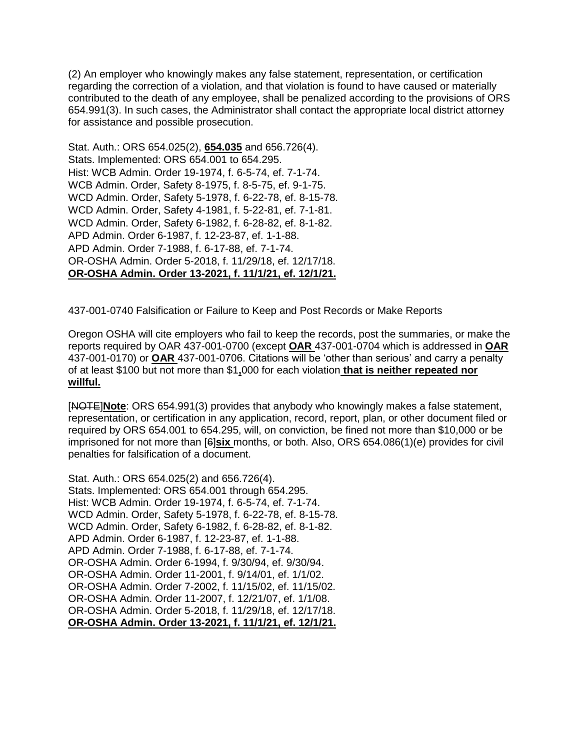(2) An employer who knowingly makes any false statement, representation, or certification regarding the correction of a violation, and that violation is found to have caused or materially contributed to the death of any employee, shall be penalized according to the provisions of ORS 654.991(3). In such cases, the Administrator shall contact the appropriate local district attorney for assistance and possible prosecution.

Stat. Auth.: ORS 654.025(2), **654.035** and 656.726(4).
Stats. Implemented: ORS 654.001 to 654.295.
Hist: WCB Admin. Order 19-1974, f. 6-5-74, ef. 7-1-74.
WCB Admin. Order, Safety 8-1975, f. 8-5-75, ef. 9-1-75.
WCD Admin. Order, Safety 5-1978, f. 6-22-78, ef. 8-15-78.
WCD Admin. Order, Safety 4-1981, f. 5-22-81, ef. 7-1-81.
WCD Admin. Order, Safety 6-1982, f. 6-28-82, ef. 8-1-82.
APD Admin. Order 6-1987, f. 12-23-87, ef. 1-1-88.
APD Admin. Order 7-1988, f. 6-17-88, ef. 7-1-74.
OR-OSHA Admin. Order 5-2018, f. 11/29/18, ef. 12/17/18.
**OR-OSHA Admin. Order 13-2021, f. 11/1/21, ef. 12/1/21.**

437-001-0740 Falsification or Failure to Keep and Post Records or Make Reports

Oregon OSHA will cite employers who fail to keep the records, post the summaries, or make the reports required by OAR 437-001-0700 (except **OAR** 437-001-0704 which is addressed in **OAR** 437-001-0170) or **OAR** 437-001-0706. Citations will be 'other than serious' and carry a penalty of at least $100 but not more than $1**,**000 for each violation **that is neither repeated nor willful.**

[~~NOTE~~]**Note**: ORS 654.991(3) provides that anybody who knowingly makes a false statement, representation, or certification in any application, record, report, plan, or other document filed or required by ORS 654.001 to 654.295, will, on conviction, be fined not more than $10,000 or be imprisoned for not more than [~~6~~]**six** months, or both. Also, ORS 654.086(1)(e) provides for civil penalties for falsification of a document.

Stat. Auth.: ORS 654.025(2) and 656.726(4).
Stats. Implemented: ORS 654.001 through 654.295.
Hist: WCB Admin. Order 19-1974, f. 6-5-74, ef. 7-1-74.
WCD Admin. Order, Safety 5-1978, f. 6-22-78, ef. 8-15-78.
WCD Admin. Order, Safety 6-1982, f. 6-28-82, ef. 8-1-82.
APD Admin. Order 6-1987, f. 12-23-87, ef. 1-1-88.
APD Admin. Order 7-1988, f. 6-17-88, ef. 7-1-74.
OR-OSHA Admin. Order 6-1994, f. 9/30/94, ef. 9/30/94.
OR-OSHA Admin. Order 11-2001, f. 9/14/01, ef. 1/1/02.
OR-OSHA Admin. Order 7-2002, f. 11/15/02, ef. 11/15/02.
OR-OSHA Admin. Order 11-2007, f. 12/21/07, ef. 1/1/08.
OR-OSHA Admin. Order 5-2018, f. 11/29/18, ef. 12/17/18.
**OR-OSHA Admin. Order 13-2021, f. 11/1/21, ef. 12/1/21.**